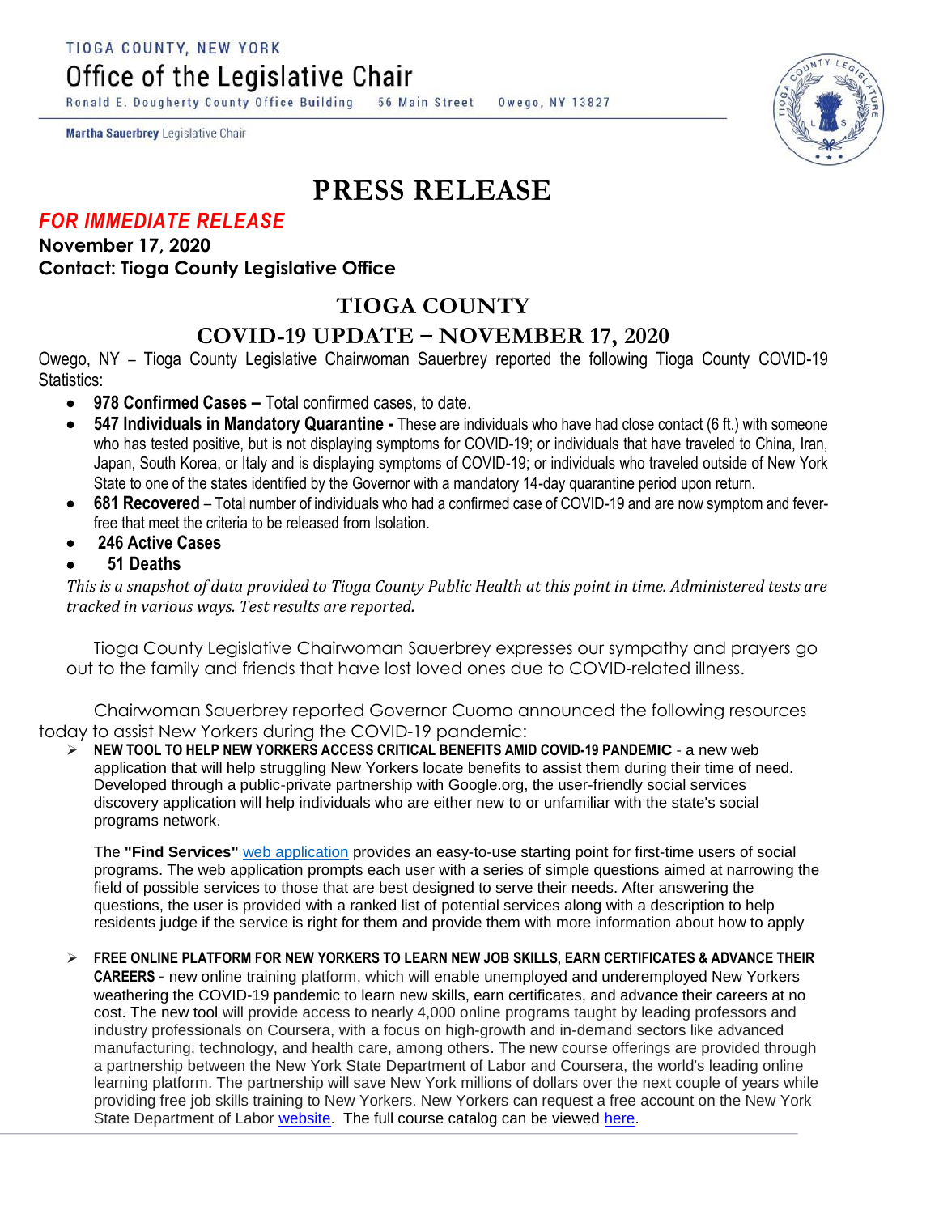TIOGA COUNTY, NEW YORK

Office of the Legislative Chair

Ronald E. Dougherty County Office Building 56 Main Street Owego, NY 13827

**Martha Sauerbrey** Legislative Chair

# PRESS RELEASE

***FOR IMMEDIATE RELEASE***

**November 17, 2020**

**Contact: Tioga County Legislative Office**

## TIOGA COUNTY

## COVID-19 UPDATE – NOVEMBER 17, 2020

Owego, NY – Tioga County Legislative Chairwoman Sauerbrey reported the following Tioga County COVID-19 Statistics:

- **978 Confirmed Cases –** Total confirmed cases, to date.
- **547 Individuals in Mandatory Quarantine -** These are individuals who have had close contact (6 ft.) with someone who has tested positive, but is not displaying symptoms for COVID-19; or individuals that have traveled to China, Iran, Japan, South Korea, or Italy and is displaying symptoms of COVID-19; or individuals who traveled outside of New York State to one of the states identified by the Governor with a mandatory 14-day quarantine period upon return.
- **681 Recovered** – Total number of individuals who had a confirmed case of COVID-19 and are now symptom and fever-free that meet the criteria to be released from Isolation.
- **246 Active Cases**
- **51 Deaths**

*This is a snapshot of data provided to Tioga County Public Health at this point in time. Administered tests are tracked in various ways. Test results are reported.*

Tioga County Legislative Chairwoman Sauerbrey expresses our sympathy and prayers go out to the family and friends that have lost loved ones due to COVID-related illness.

Chairwoman Sauerbrey reported Governor Cuomo announced the following resources today to assist New Yorkers during the COVID-19 pandemic:

- **NEW TOOL TO HELP NEW YORKERS ACCESS CRITICAL BENEFITS AMID COVID-19 PANDEMIC** - a new web application that will help struggling New Yorkers locate benefits to assist them during their time of need. Developed through a public-private partnership with Google.org, the user-friendly social services discovery application will help individuals who are either new to or unfamiliar with the state's social programs network.

  The **"Find Services"** web application provides an easy-to-use starting point for first-time users of social programs. The web application prompts each user with a series of simple questions aimed at narrowing the field of possible services to those that are best designed to serve their needs. After answering the questions, the user is provided with a ranked list of potential services along with a description to help residents judge if the service is right for them and provide them with more information about how to apply

- **FREE ONLINE PLATFORM FOR NEW YORKERS TO LEARN NEW JOB SKILLS, EARN CERTIFICATES & ADVANCE THEIR CAREERS** - new online training platform, which will enable unemployed and underemployed New Yorkers weathering the COVID-19 pandemic to learn new skills, earn certificates, and advance their careers at no cost. The new tool will provide access to nearly 4,000 online programs taught by leading professors and industry professionals on Coursera, with a focus on high-growth and in-demand sectors like advanced manufacturing, technology, and health care, among others. The new course offerings are provided through a partnership between the New York State Department of Labor and Coursera, the world's leading online learning platform. The partnership will save New York millions of dollars over the next couple of years while providing free job skills training to New Yorkers. New Yorkers can request a free account on the New York State Department of Labor website. The full course catalog can be viewed here.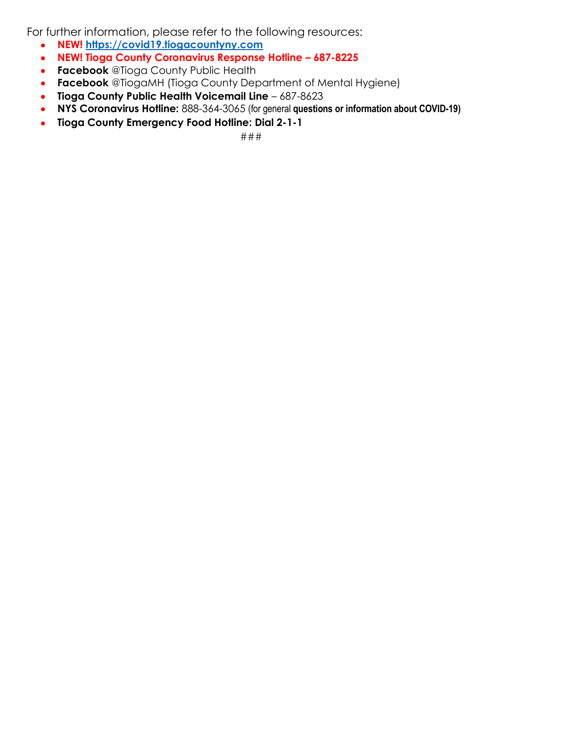For further information, please refer to the following resources:

- **NEW! https://covid19.tiogacountyny.com**
- **NEW! Tioga County Coronavirus Response Hotline – 687-8225**
- **Facebook** @Tioga County Public Health
- **Facebook** @TiogaMH (Tioga County Department of Mental Hygiene)
- **Tioga County Public Health Voicemail Line** – 687-8623
- **NYS Coronavirus Hotline:** 888-364-3065 (for general **questions or information about COVID-19)**
- **Tioga County Emergency Food Hotline: Dial 2-1-1**

###